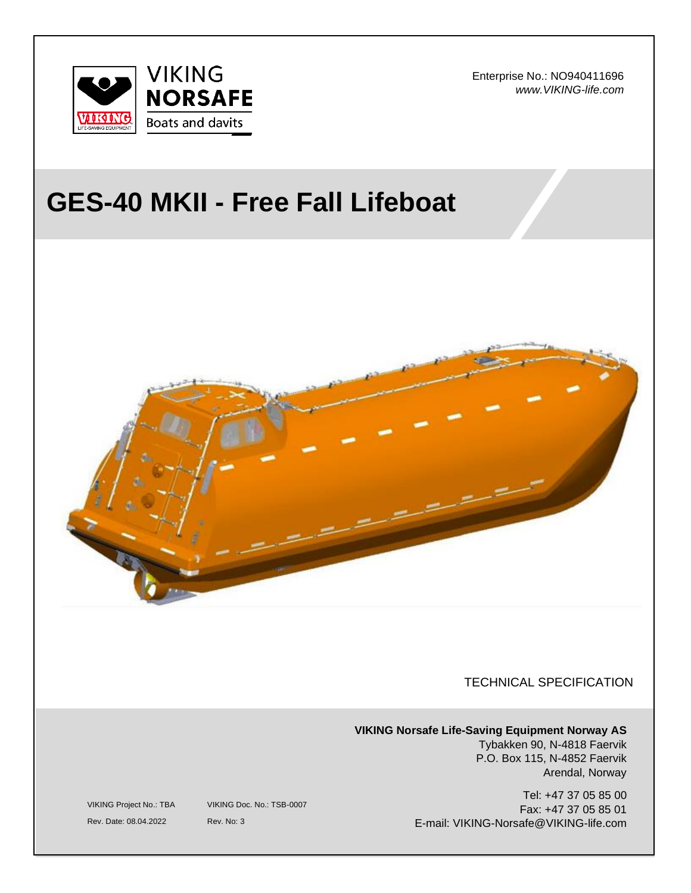VIKING
NORSAFE
Boats and davits

Enterprise No.: NO940411696
*www.VIKING-life.com*

# GES-40 MKII - Free Fall Lifeboat

TECHNICAL SPECIFICATION

**VIKING Norsafe Life-Saving Equipment Norway AS**
Tybakken 90, N-4818 Faervik
P.O. Box 115, N-4852 Faervik
Arendal, Norway

Tel: +47 37 05 85 00
Fax: +47 37 05 85 01
E-mail: VIKING-Norsafe@VIKING-life.com

VIKING Project No.: TBA
Rev. Date: 08.04.2022

VIKING Doc. No.: TSB-0007
Rev. No: 3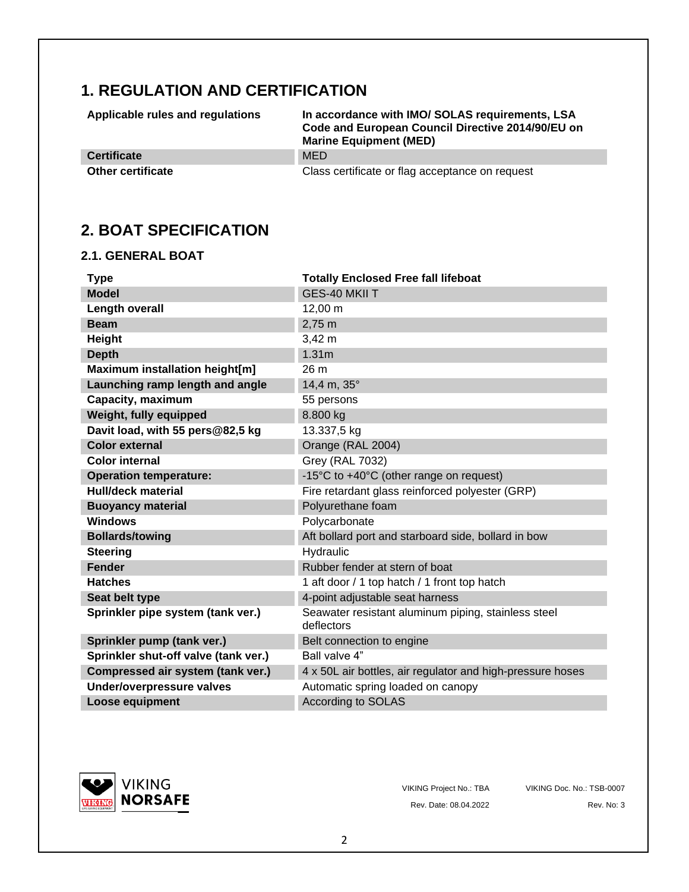# 1. REGULATION AND CERTIFICATION

| Applicable rules and regulations | In accordance with IMO/ SOLAS requirements, LSA Code and European Council Directive 2014/90/EU on Marine Equipment (MED) |
|---|---|
| **Certificate** | MED |
| **Other certificate** | Class certificate or flag acceptance on request |

# 2. BOAT SPECIFICATION

## 2.1. GENERAL BOAT

| Type | Totally Enclosed Free fall lifeboat |
|---|---|
| **Model** | GES-40 MKII T |
| **Length overall** | 12,00 m |
| **Beam** | 2,75 m |
| **Height** | 3,42 m |
| **Depth** | 1.31m |
| **Maximum installation height[m]** | 26 m |
| **Launching ramp length and angle** | 14,4 m, 35° |
| **Capacity, maximum** | 55 persons |
| **Weight, fully equipped** | 8.800 kg |
| **Davit load, with 55 pers@82,5 kg** | 13.337,5 kg |
| **Color external** | Orange (RAL 2004) |
| **Color internal** | Grey (RAL 7032) |
| **Operation temperature:** | -15°C to +40°C (other range on request) |
| **Hull/deck material** | Fire retardant glass reinforced polyester (GRP) |
| **Buoyancy material** | Polyurethane foam |
| **Windows** | Polycarbonate |
| **Bollards/towing** | Aft bollard port and starboard side, bollard in bow |
| **Steering** | Hydraulic |
| **Fender** | Rubber fender at stern of boat |
| **Hatches** | 1 aft door / 1 top hatch / 1 front top hatch |
| **Seat belt type** | 4-point adjustable seat harness |
| **Sprinkler pipe system (tank ver.)** | Seawater resistant aluminum piping, stainless steel deflectors |
| **Sprinkler pump (tank ver.)** | Belt connection to engine |
| **Sprinkler shut-off valve (tank ver.)** | Ball valve 4” |
| **Compressed air system (tank ver.)** | 4 x 50L air bottles, air regulator and high-pressure hoses |
| **Under/overpressure valves** | Automatic spring loaded on canopy |
| **Loose equipment** | According to SOLAS |

VIKING Project No.: TBA | VIKING Doc. No.: TSB-0007
Rev. Date: 08.04.2022 | Rev. No: 3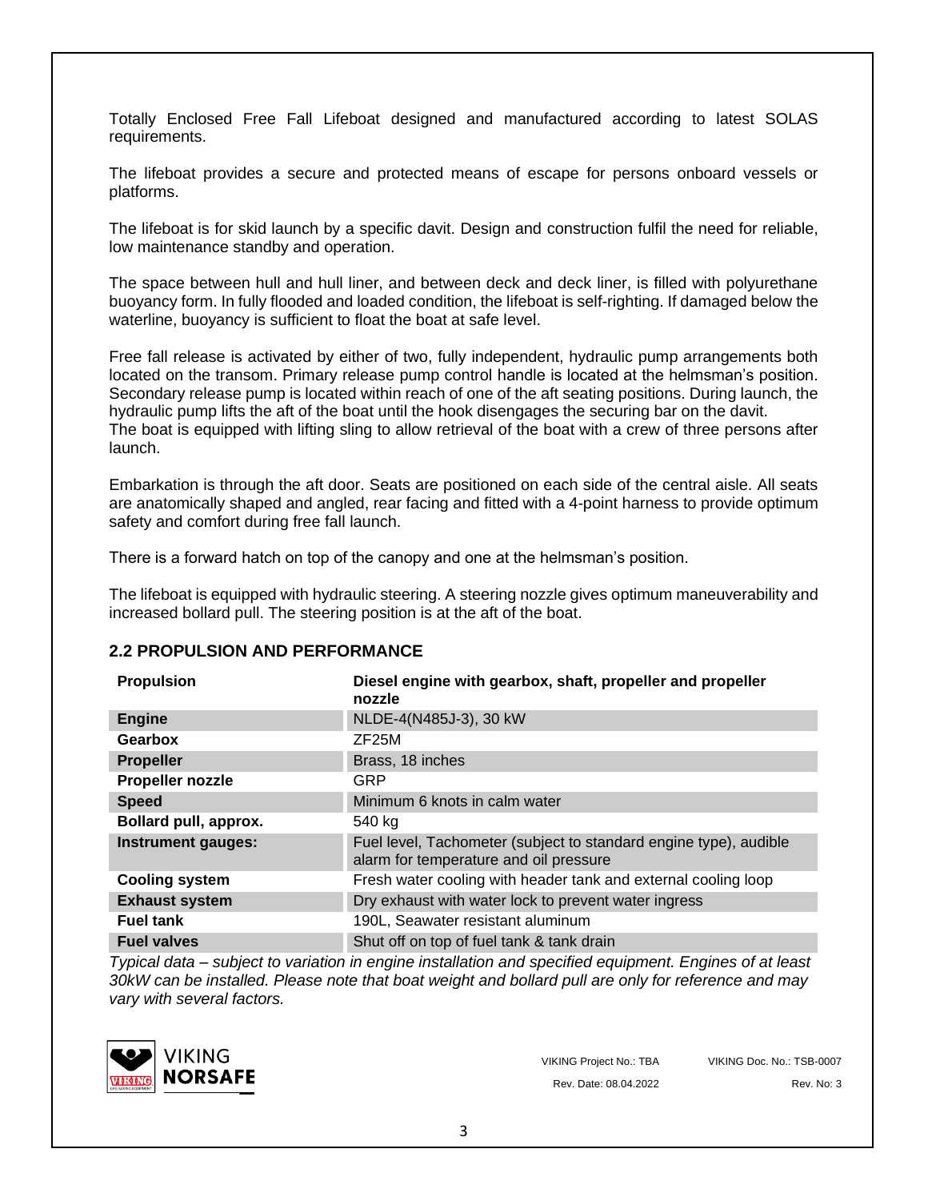Totally Enclosed Free Fall Lifeboat designed and manufactured according to latest SOLAS requirements.

The lifeboat provides a secure and protected means of escape for persons onboard vessels or platforms.

The lifeboat is for skid launch by a specific davit. Design and construction fulfil the need for reliable, low maintenance standby and operation.

The space between hull and hull liner, and between deck and deck liner, is filled with polyurethane buoyancy form. In fully flooded and loaded condition, the lifeboat is self-righting. If damaged below the waterline, buoyancy is sufficient to float the boat at safe level.

Free fall release is activated by either of two, fully independent, hydraulic pump arrangements both located on the transom. Primary release pump control handle is located at the helmsman's position. Secondary release pump is located within reach of one of the aft seating positions. During launch, the hydraulic pump lifts the aft of the boat until the hook disengages the securing bar on the davit.
The boat is equipped with lifting sling to allow retrieval of the boat with a crew of three persons after launch.

Embarkation is through the aft door. Seats are positioned on each side of the central aisle. All seats are anatomically shaped and angled, rear facing and fitted with a 4-point harness to provide optimum safety and comfort during free fall launch.

There is a forward hatch on top of the canopy and one at the helmsman's position.

The lifeboat is equipped with hydraulic steering. A steering nozzle gives optimum maneuverability and increased bollard pull. The steering position is at the aft of the boat.

## 2.2 PROPULSION AND PERFORMANCE

| **Propulsion** | **Diesel engine with gearbox, shaft, propeller and propeller nozzle** |
|---|---|
| **Engine** | NLDE-4(N485J-3), 30 kW |
| **Gearbox** | ZF25M |
| **Propeller** | Brass, 18 inches |
| **Propeller nozzle** | GRP |
| **Speed** | Minimum 6 knots in calm water |
| **Bollard pull, approx.** | 540 kg |
| **Instrument gauges:** | Fuel level, Tachometer (subject to standard engine type), audible alarm for temperature and oil pressure |
| **Cooling system** | Fresh water cooling with header tank and external cooling loop |
| **Exhaust system** | Dry exhaust with water lock to prevent water ingress |
| **Fuel tank** | 190L, Seawater resistant aluminum |
| **Fuel valves** | Shut off on top of fuel tank & tank drain |

*Typical data – subject to variation in engine installation and specified equipment. Engines of at least 30kW can be installed. Please note that boat weight and bollard pull are only for reference and may vary with several factors.*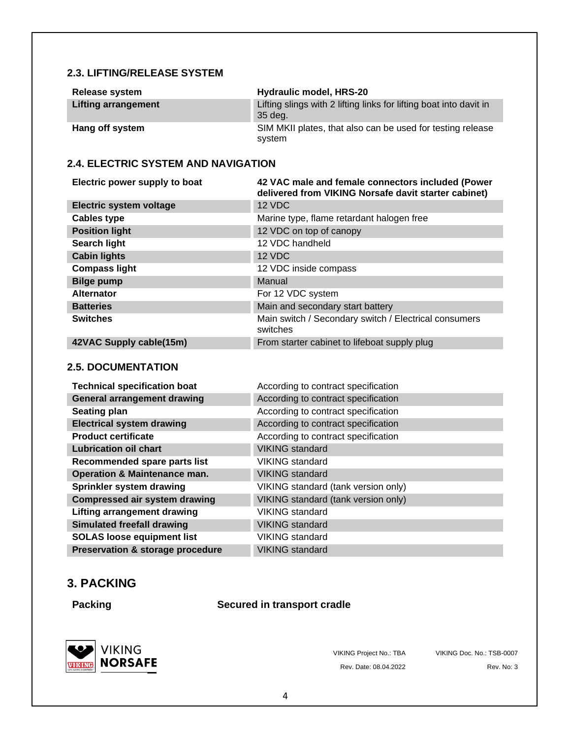## 2.3. LIFTING/RELEASE SYSTEM

| Release system | Hydraulic model, HRS-20 |
|---|---|
| Lifting arrangement | Lifting slings with 2 lifting links for lifting boat into davit in 35 deg. |
| Hang off system | SIM MKII plates, that also can be used for testing release system |

## 2.4. ELECTRIC SYSTEM AND NAVIGATION

| Electric power supply to boat | 42 VAC male and female connectors included (Power delivered from VIKING Norsafe davit starter cabinet) |
|---|---|
| Electric system voltage | 12 VDC |
| Cables type | Marine type, flame retardant halogen free |
| Position light | 12 VDC on top of canopy |
| Search light | 12 VDC handheld |
| Cabin lights | 12 VDC |
| Compass light | 12 VDC inside compass |
| Bilge pump | Manual |
| Alternator | For 12 VDC system |
| Batteries | Main and secondary start battery |
| Switches | Main switch / Secondary switch / Electrical consumers switches |
| 42VAC Supply cable(15m) | From starter cabinet to lifeboat supply plug |

## 2.5. DOCUMENTATION

| Technical specification boat | According to contract specification |
|---|---|
| General arrangement drawing | According to contract specification |
| Seating plan | According to contract specification |
| Electrical system drawing | According to contract specification |
| Product certificate | According to contract specification |
| Lubrication oil chart | VIKING standard |
| Recommended spare parts list | VIKING standard |
| Operation & Maintenance man. | VIKING standard |
| Sprinkler system drawing | VIKING standard (tank version only) |
| Compressed air system drawing | VIKING standard (tank version only) |
| Lifting arrangement drawing | VIKING standard |
| Simulated freefall drawing | VIKING standard |
| SOLAS loose equipment list | VIKING standard |
| Preservation & storage procedure | VIKING standard |

# 3. PACKING

| Packing | Secured in transport cradle |
|---|---|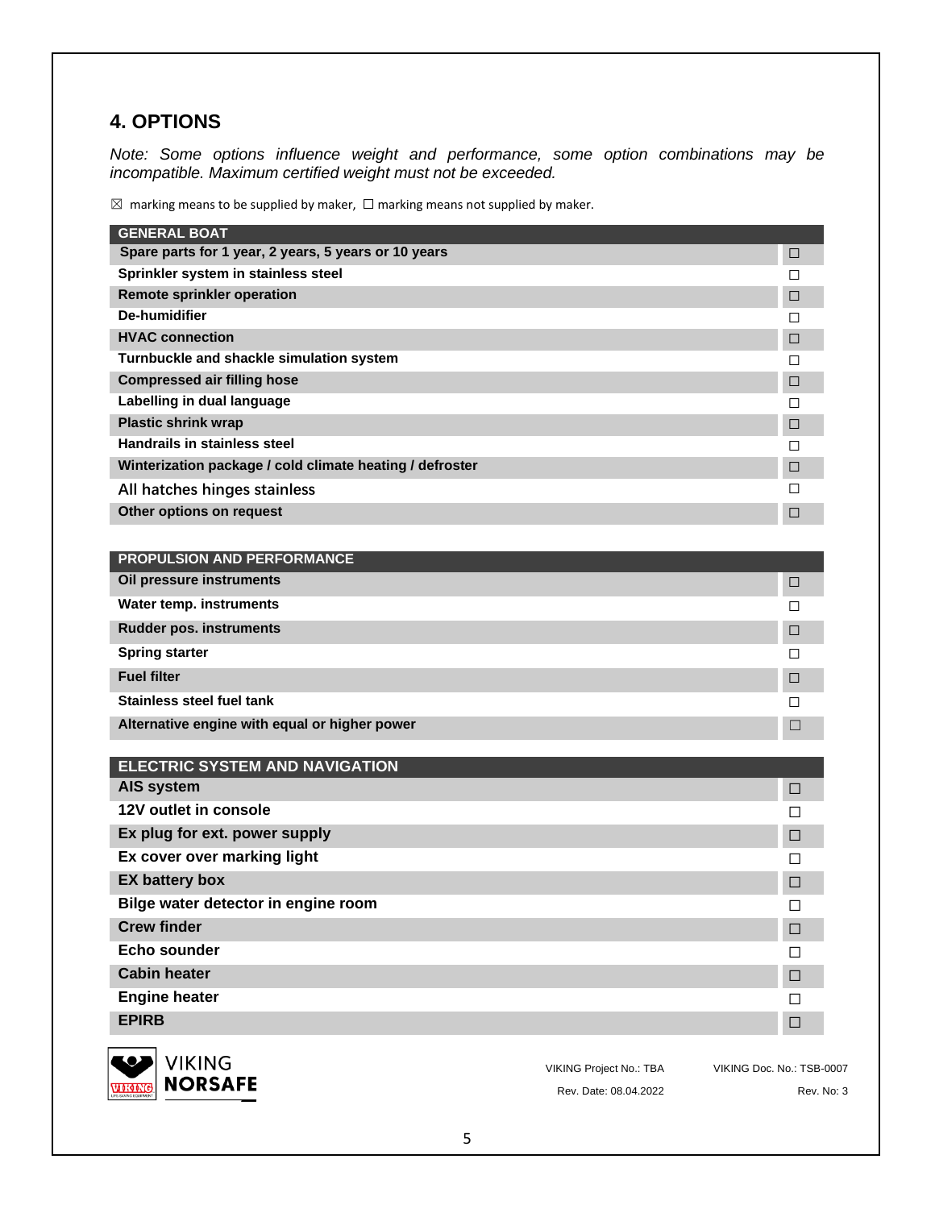## 4. OPTIONS

*Note: Some options influence weight and performance, some option combinations may be incompatible. Maximum certified weight must not be exceeded.*

☒ marking means to be supplied by maker, ☐ marking means not supplied by maker.

| GENERAL BOAT | |
|---|---|
| Spare parts for 1 year, 2 years, 5 years or 10 years | ☐ |
| Sprinkler system in stainless steel | ☐ |
| Remote sprinkler operation | ☐ |
| De-humidifier | ☐ |
| HVAC connection | ☐ |
| Turnbuckle and shackle simulation system | ☐ |
| Compressed air filling hose | ☐ |
| Labelling in dual language | ☐ |
| Plastic shrink wrap | ☐ |
| Handrails in stainless steel | ☐ |
| Winterization package / cold climate heating / defroster | ☐ |
| All hatches hinges stainless | ☐ |
| Other options on request | ☐ |

| PROPULSION AND PERFORMANCE | |
|---|---|
| Oil pressure instruments | ☐ |
| Water temp. instruments | ☐ |
| Rudder pos. instruments | ☐ |
| Spring starter | ☐ |
| Fuel filter | ☐ |
| Stainless steel fuel tank | ☐ |
| Alternative engine with equal or higher power | ☐ |

| ELECTRIC SYSTEM AND NAVIGATION | |
|---|---|
| AIS system | ☐ |
| 12V outlet in console | ☐ |
| Ex plug for ext. power supply | ☐ |
| Ex cover over marking light | ☐ |
| EX battery box | ☐ |
| Bilge water detector in engine room | ☐ |
| Crew finder | ☐ |
| Echo sounder | ☐ |
| Cabin heater | ☐ |
| Engine heater | ☐ |
| EPIRB | ☐ |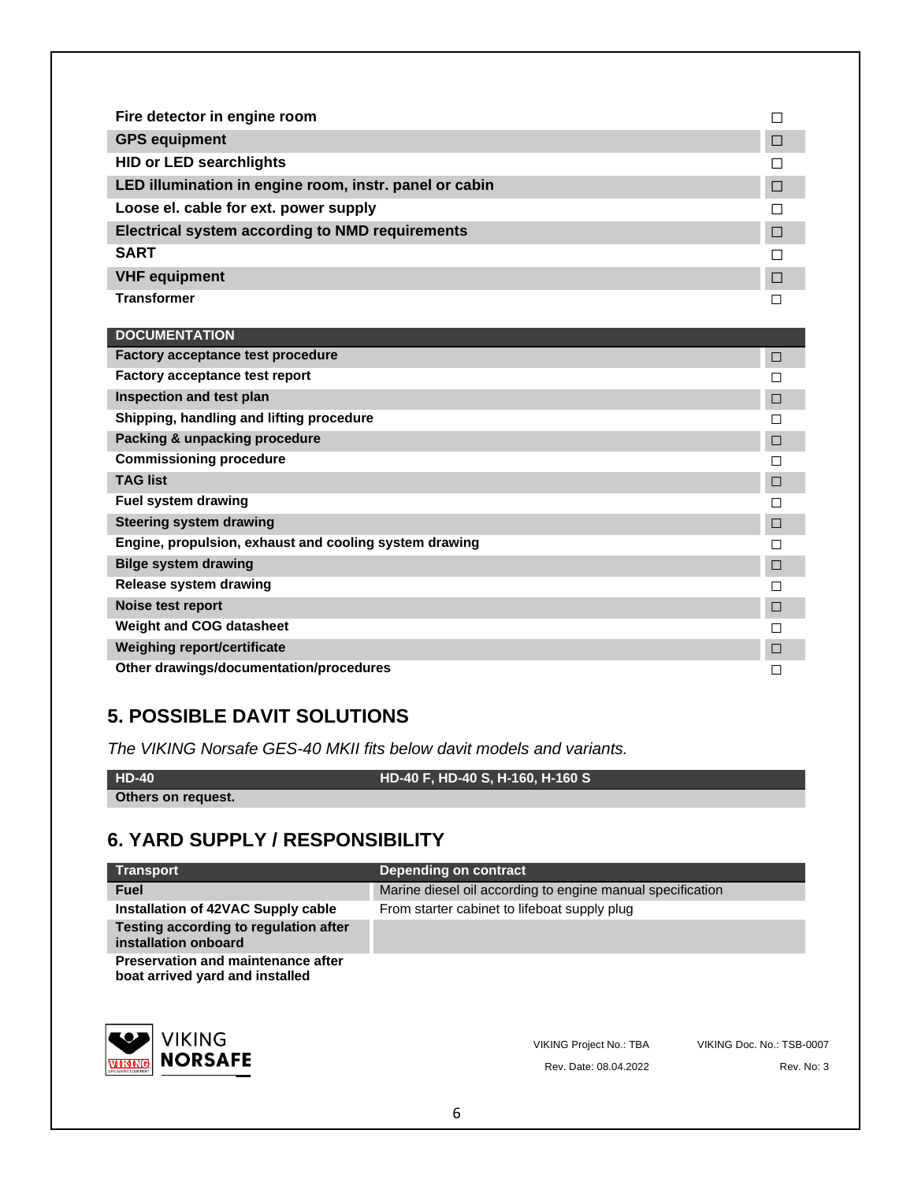| | |
|---|---|
| **Fire detector in engine room** | ☐ |
| **GPS equipment** | ☐ |
| **HID or LED searchlights** | ☐ |
| **LED illumination in engine room, instr. panel or cabin** | ☐ |
| **Loose el. cable for ext. power supply** | ☐ |
| **Electrical system according to NMD requirements** | ☐ |
| **SART** | ☐ |
| **VHF equipment** | ☐ |
| **Transformer** | ☐ |

| **DOCUMENTATION** | |
|---|---|
| **Factory acceptance test procedure** | ☐ |
| **Factory acceptance test report** | ☐ |
| **Inspection and test plan** | ☐ |
| **Shipping, handling and lifting procedure** | ☐ |
| **Packing & unpacking procedure** | ☐ |
| **Commissioning procedure** | ☐ |
| **TAG list** | ☐ |
| **Fuel system drawing** | ☐ |
| **Steering system drawing** | ☐ |
| **Engine, propulsion, exhaust and cooling system drawing** | ☐ |
| **Bilge system drawing** | ☐ |
| **Release system drawing** | ☐ |
| **Noise test report** | ☐ |
| **Weight and COG datasheet** | ☐ |
| **Weighing report/certificate** | ☐ |
| **Other drawings/documentation/procedures** | ☐ |

## 5. POSSIBLE DAVIT SOLUTIONS

*The VIKING Norsafe GES-40 MKII fits below davit models and variants.*

| **HD-40** | **HD-40 F, HD-40 S, H-160, H-160 S** |
|---|---|
| **Others on request.** | |

## 6. YARD SUPPLY / RESPONSIBILITY

| **Transport** | **Depending on contract** |
|---|---|
| **Fuel** | Marine diesel oil according to engine manual specification |
| **Installation of 42VAC Supply cable** | From starter cabinet to lifeboat supply plug |
| **Testing according to regulation after installation onboard** | |
| **Preservation and maintenance after boat arrived yard and installed** | |

VIKING Project No.: TBA | VIKING Doc. No.: TSB-0007

Rev. Date: 08.04.2022 | Rev. No: 3